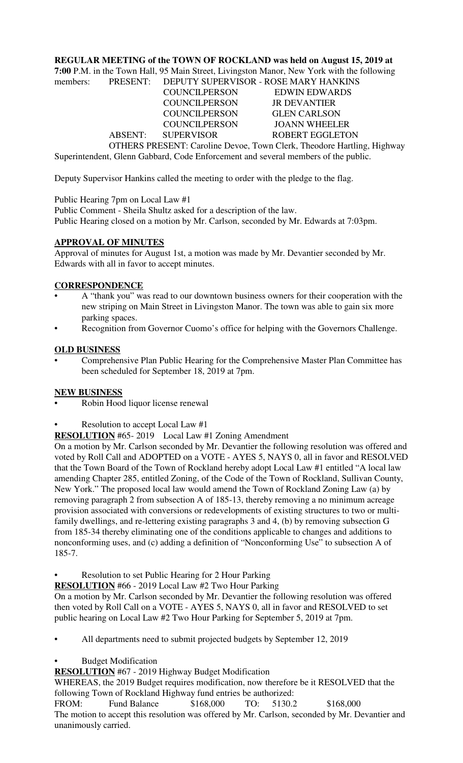**REGULAR MEETING of the TOWN OF ROCKLAND was held on August 15, 2019 at 7:00** P.M. in the Town Hall, 95 Main Street, Livingston Manor, New York with the following members:

PRESENT: DEPUTY SUPERVISOR - ROSE MARY HANKINS
COUNCILPERSON EDWIN EDWARDS
COUNCILPERSON JR DEVANTIER
COUNCILPERSON GLEN CARLSON
COUNCILPERSON JOANN WHEELER

ABSENT: SUPERVISOR ROBERT EGGLETON

OTHERS PRESENT: Caroline Devoe, Town Clerk, Theodore Hartling, Highway Superintendent, Glenn Gabbard, Code Enforcement and several members of the public.

Deputy Supervisor Hankins called the meeting to order with the pledge to the flag.

Public Hearing 7pm on Local Law #1
Public Comment - Sheila Shultz asked for a description of the law.
Public Hearing closed on a motion by Mr. Carlson, seconded by Mr. Edwards at 7:03pm.

**APPROVAL OF MINUTES**

Approval of minutes for August 1st, a motion was made by Mr. Devantier seconded by Mr. Edwards with all in favor to accept minutes.

**CORRESPONDENCE**

- A "thank you" was read to our downtown business owners for their cooperation with the new striping on Main Street in Livingston Manor. The town was able to gain six more parking spaces.
- Recognition from Governor Cuomo's office for helping with the Governors Challenge.

**OLD BUSINESS**

- Comprehensive Plan Public Hearing for the Comprehensive Master Plan Committee has been scheduled for September 18, 2019 at 7pm.

**NEW BUSINESS**

- Robin Hood liquor license renewal
- Resolution to accept Local Law #1

**RESOLUTION** #65- 2019 Local Law #1 Zoning Amendment

On a motion by Mr. Carlson seconded by Mr. Devantier the following resolution was offered and voted by Roll Call and ADOPTED on a VOTE - AYES 5, NAYS 0, all in favor and RESOLVED that the Town Board of the Town of Rockland hereby adopt Local Law #1 entitled "A local law amending Chapter 285, entitled Zoning, of the Code of the Town of Rockland, Sullivan County, New York." The proposed local law would amend the Town of Rockland Zoning Law (a) by removing paragraph 2 from subsection A of 185-13, thereby removing a no minimum acreage provision associated with conversions or redevelopments of existing structures to two or multi-family dwellings, and re-lettering existing paragraphs 3 and 4, (b) by removing subsection G from 185-34 thereby eliminating one of the conditions applicable to changes and additions to nonconforming uses, and (c) adding a definition of "Nonconforming Use" to subsection A of 185-7.

- Resolution to set Public Hearing for 2 Hour Parking

**RESOLUTION** #66 - 2019 Local Law #2 Two Hour Parking

On a motion by Mr. Carlson seconded by Mr. Devantier the following resolution was offered then voted by Roll Call on a VOTE - AYES 5, NAYS 0, all in favor and RESOLVED to set public hearing on Local Law #2 Two Hour Parking for September 5, 2019 at 7pm.

- All departments need to submit projected budgets by September 12, 2019
- Budget Modification

**RESOLUTION** #67 - 2019 Highway Budget Modification

WHEREAS, the 2019 Budget requires modification, now therefore be it RESOLVED that the following Town of Rockland Highway fund entries be authorized:

FROM: Fund Balance $168,000 TO: 5130.2 $168,000

The motion to accept this resolution was offered by Mr. Carlson, seconded by Mr. Devantier and unanimously carried.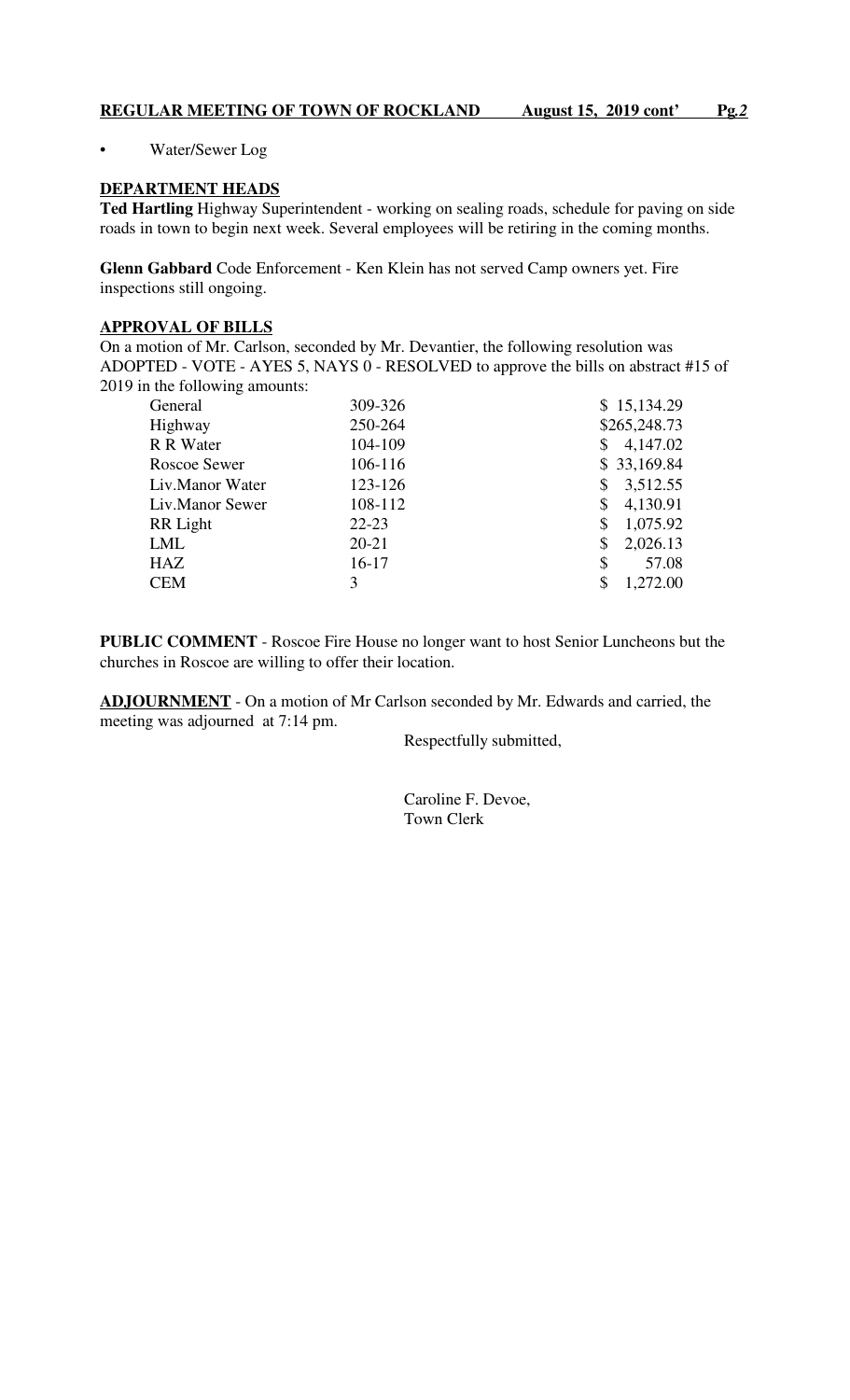- Water/Sewer Log

**DEPARTMENT HEADS**

**Ted Hartling** Highway Superintendent - working on sealing roads, schedule for paving on side roads in town to begin next week. Several employees will be retiring in the coming months.

**Glenn Gabbard** Code Enforcement - Ken Klein has not served Camp owners yet. Fire inspections still ongoing.

**APPROVAL OF BILLS**

On a motion of Mr. Carlson, seconded by Mr. Devantier, the following resolution was ADOPTED - VOTE - AYES 5, NAYS 0 - RESOLVED to approve the bills on abstract #15 of 2019 in the following amounts:

| | | |
|---|---|---|
| General | 309-326 | $ 15,134.29 |
| Highway | 250-264 | $265,248.73 |
| R R Water | 104-109 | $ 4,147.02 |
| Roscoe Sewer | 106-116 | $ 33,169.84 |
| Liv.Manor Water | 123-126 | $ 3,512.55 |
| Liv.Manor Sewer | 108-112 | $ 4,130.91 |
| RR Light | 22-23 | $ 1,075.92 |
| LML | 20-21 | $ 2,026.13 |
| HAZ | 16-17 | $ 57.08 |
| CEM | 3 | $ 1,272.00 |

**PUBLIC COMMENT** - Roscoe Fire House no longer want to host Senior Luncheons but the churches in Roscoe are willing to offer their location.

**ADJOURNMENT** - On a motion of Mr Carlson seconded by Mr. Edwards and carried, the meeting was adjourned at 7:14 pm.

Respectfully submitted,

Caroline F. Devoe,
Town Clerk